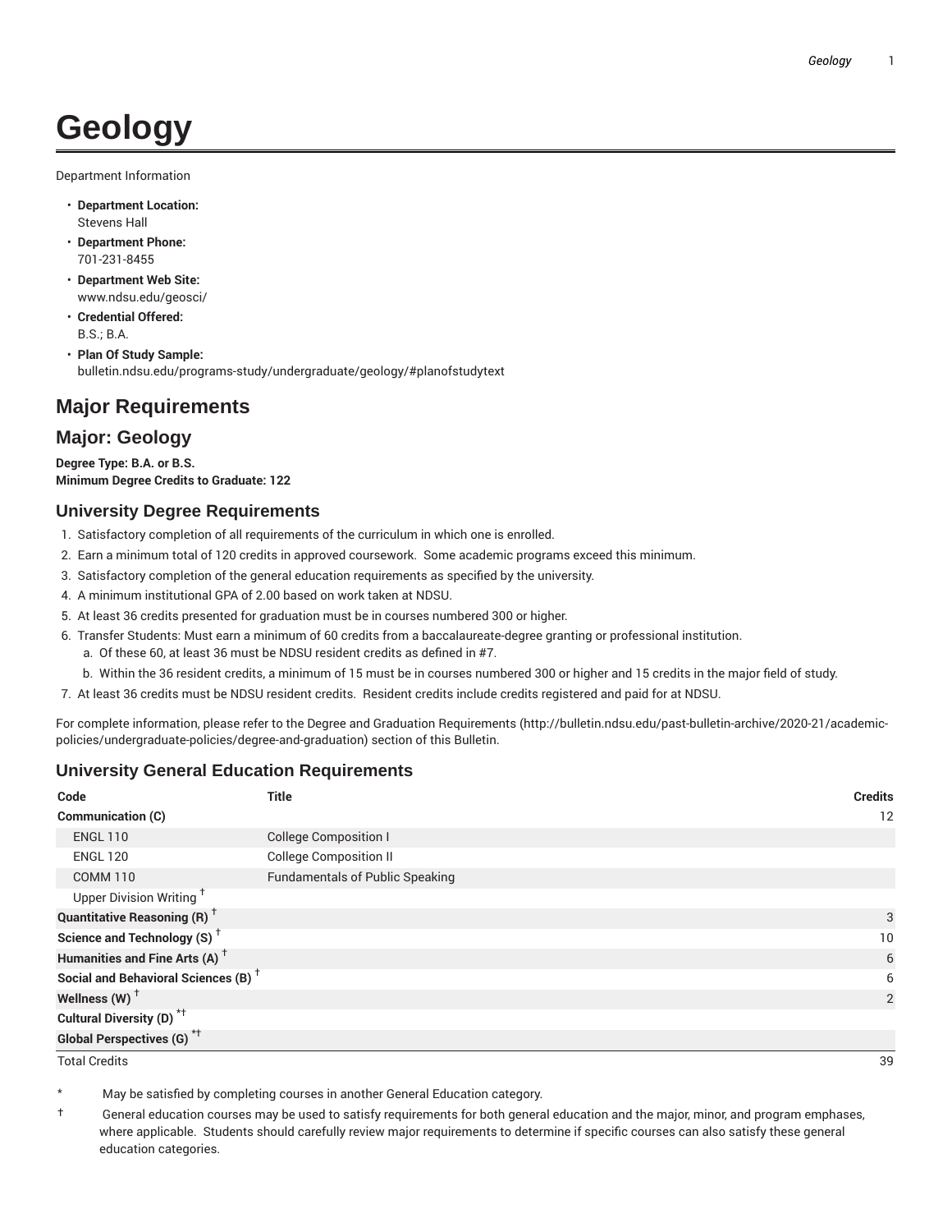# Geology

Department Information

- **Department Location:** Stevens Hall
- **Department Phone:** 701-231-8455
- **Department Web Site:** www.ndsu.edu/geosci/
- **Credential Offered:** B.S.; B.A.
- **Plan Of Study Sample:** bulletin.ndsu.edu/programs-study/undergraduate/geology/#planofstudytext

## Major Requirements

## Major: Geology

**Degree Type: B.A. or B.S.**
**Minimum Degree Credits to Graduate: 122**

### University Degree Requirements

1. Satisfactory completion of all requirements of the curriculum in which one is enrolled.
2. Earn a minimum total of 120 credits in approved coursework. Some academic programs exceed this minimum.
3. Satisfactory completion of the general education requirements as specified by the university.
4. A minimum institutional GPA of 2.00 based on work taken at NDSU.
5. At least 36 credits presented for graduation must be in courses numbered 300 or higher.
6. Transfer Students: Must earn a minimum of 60 credits from a baccalaureate-degree granting or professional institution.
   a. Of these 60, at least 36 must be NDSU resident credits as defined in #7.
   b. Within the 36 resident credits, a minimum of 15 must be in courses numbered 300 or higher and 15 credits in the major field of study.
7. At least 36 credits must be NDSU resident credits. Resident credits include credits registered and paid for at NDSU.

For complete information, please refer to the Degree and Graduation Requirements (http://bulletin.ndsu.edu/past-bulletin-archive/2020-21/academic-policies/undergraduate-policies/degree-and-graduation) section of this Bulletin.

### University General Education Requirements

| Code | Title | Credits |
|---|---|---|
| **Communication (C)** | | 12 |
| ENGL 110 | College Composition I | |
| ENGL 120 | College Composition II | |
| COMM 110 | Fundamentals of Public Speaking | |
| Upper Division Writing † | | |
| **Quantitative Reasoning (R) †** | | 3 |
| **Science and Technology (S) †** | | 10 |
| **Humanities and Fine Arts (A) †** | | 6 |
| **Social and Behavioral Sciences (B) †** | | 6 |
| **Wellness (W) †** | | 2 |
| **Cultural Diversity (D) *†** | | |
| **Global Perspectives (G) *†** | | |
| Total Credits | | 39 |

\* May be satisfied by completing courses in another General Education category.

† General education courses may be used to satisfy requirements for both general education and the major, minor, and program emphases, where applicable. Students should carefully review major requirements to determine if specific courses can also satisfy these general education categories.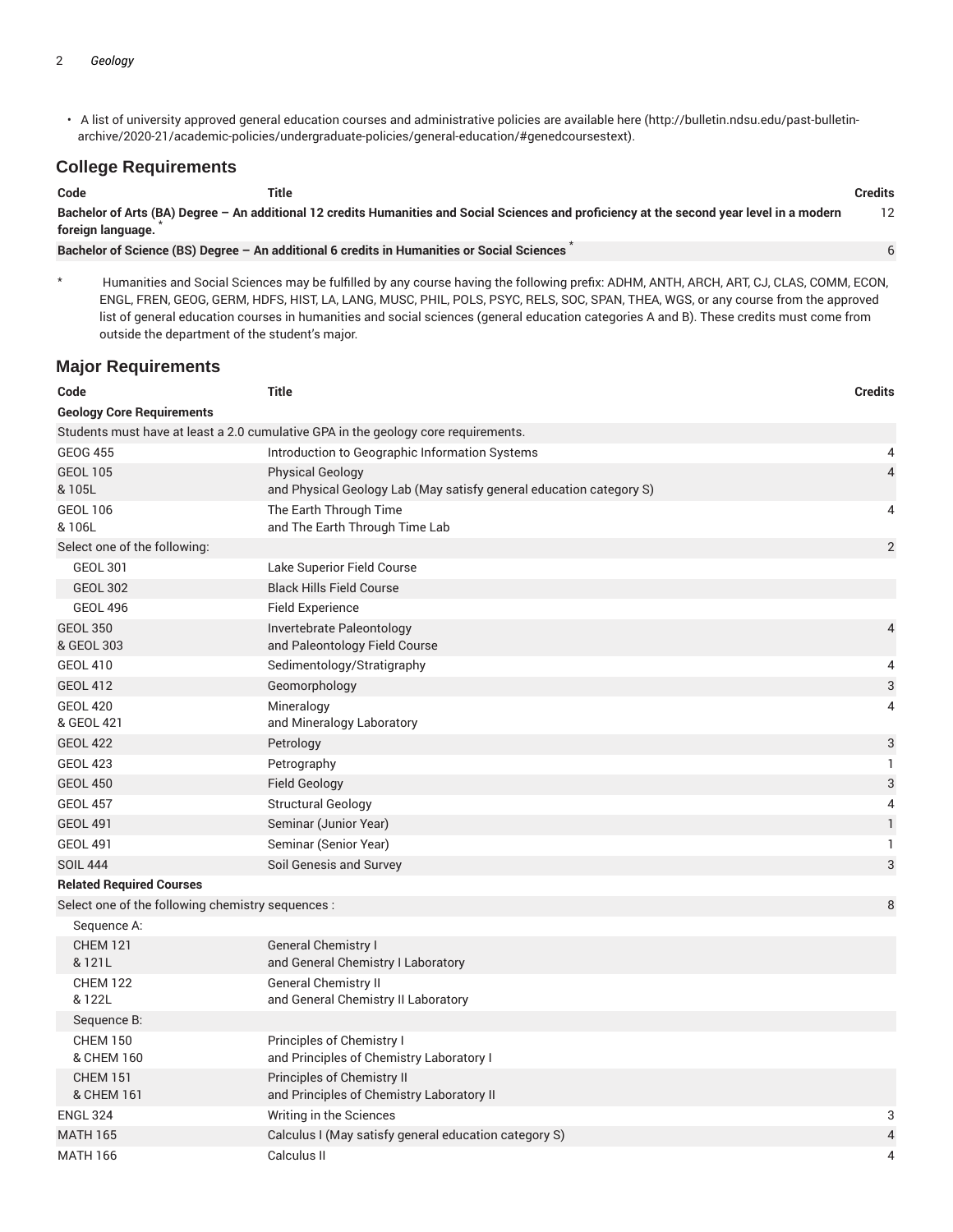- A list of university approved general education courses and administrative policies are available here (http://bulletin.ndsu.edu/past-bulletin-archive/2020-21/academic-policies/undergraduate-policies/general-education/#genedcoursestext).

## College Requirements

| Code | Title | Credits |
| --- | --- | --- |
| **Bachelor of Arts (BA) Degree – An additional 12 credits Humanities and Social Sciences and proficiency at the second year level in a modern foreign language.** * | | 12 |
| **Bachelor of Science (BS) Degree – An additional 6 credits in Humanities or Social Sciences** * | | 6 |

\* Humanities and Social Sciences may be fulfilled by any course having the following prefix: ADHM, ANTH, ARCH, ART, CJ, CLAS, COMM, ECON, ENGL, FREN, GEOG, GERM, HDFS, HIST, LA, LANG, MUSC, PHIL, POLS, PSYC, RELS, SOC, SPAN, THEA, WGS, or any course from the approved list of general education courses in humanities and social sciences (general education categories A and B). These credits must come from outside the department of the student's major.

## Major Requirements

| Code | Title | Credits |
| --- | --- | --- |
| **Geology Core Requirements** | | |
| Students must have at least a 2.0 cumulative GPA in the geology core requirements. | | |
| GEOG 455 | Introduction to Geographic Information Systems | 4 |
| GEOL 105 & 105L | Physical Geology and Physical Geology Lab (May satisfy general education category S) | 4 |
| GEOL 106 & 106L | The Earth Through Time and The Earth Through Time Lab | 4 |
| Select one of the following: | | 2 |
| GEOL 301 | Lake Superior Field Course | |
| GEOL 302 | Black Hills Field Course | |
| GEOL 496 | Field Experience | |
| GEOL 350 & GEOL 303 | Invertebrate Paleontology and Paleontology Field Course | 4 |
| GEOL 410 | Sedimentology/Stratigraphy | 4 |
| GEOL 412 | Geomorphology | 3 |
| GEOL 420 & GEOL 421 | Mineralogy and Mineralogy Laboratory | 4 |
| GEOL 422 | Petrology | 3 |
| GEOL 423 | Petrography | 1 |
| GEOL 450 | Field Geology | 3 |
| GEOL 457 | Structural Geology | 4 |
| GEOL 491 | Seminar (Junior Year) | 1 |
| GEOL 491 | Seminar (Senior Year) | 1 |
| SOIL 444 | Soil Genesis and Survey | 3 |
| **Related Required Courses** | | |
| Select one of the following chemistry sequences : | | 8 |
| Sequence A: | | |
| CHEM 121 & 121L | General Chemistry I and General Chemistry I Laboratory | |
| CHEM 122 & 122L | General Chemistry II and General Chemistry II Laboratory | |
| Sequence B: | | |
| CHEM 150 & CHEM 160 | Principles of Chemistry I and Principles of Chemistry Laboratory I | |
| CHEM 151 & CHEM 161 | Principles of Chemistry II and Principles of Chemistry Laboratory II | |
| ENGL 324 | Writing in the Sciences | 3 |
| MATH 165 | Calculus I (May satisfy general education category S) | 4 |
| MATH 166 | Calculus II | 4 |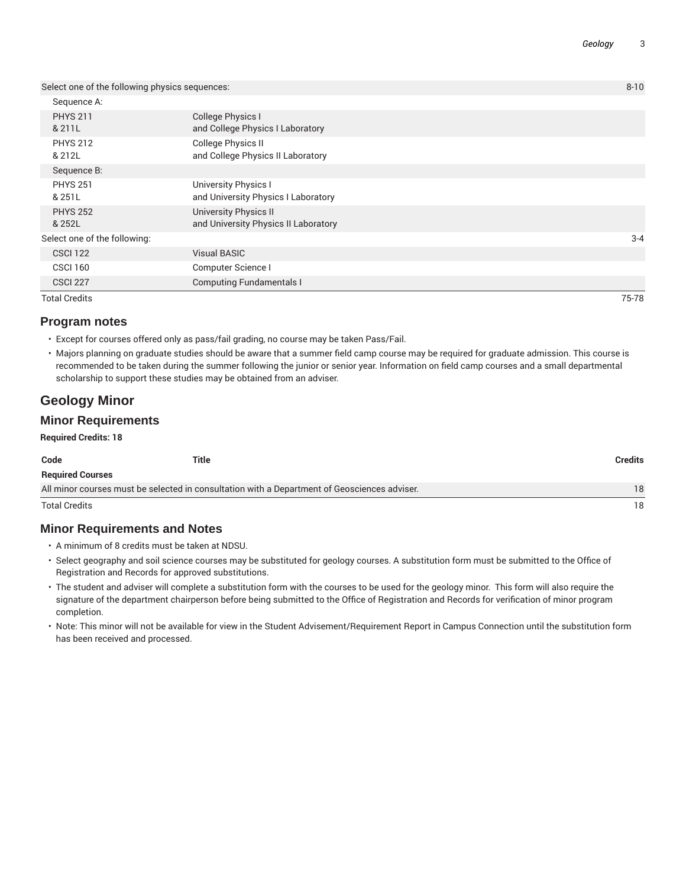| | | |
|---|---|---|
| Select one of the following physics sequences: | | 8-10 |
| Sequence A: | | |
| PHYS 211 & 211L | College Physics I and College Physics I Laboratory | |
| PHYS 212 & 212L | College Physics II and College Physics II Laboratory | |
| Sequence B: | | |
| PHYS 251 & 251L | University Physics I and University Physics I Laboratory | |
| PHYS 252 & 252L | University Physics II and University Physics II Laboratory | |
| Select one of the following: | | 3-4 |
| CSCI 122 | Visual BASIC | |
| CSCI 160 | Computer Science I | |
| CSCI 227 | Computing Fundamentals I | |
| Total Credits | | 75-78 |

### Program notes

- Except for courses offered only as pass/fail grading, no course may be taken Pass/Fail.
- Majors planning on graduate studies should be aware that a summer field camp course may be required for graduate admission. This course is recommended to be taken during the summer following the junior or senior year. Information on field camp courses and a small departmental scholarship to support these studies may be obtained from an adviser.

## Geology Minor

### Minor Requirements

**Required Credits: 18**

| Code | Title | Credits |
|---|---|---|
| **Required Courses** | | |
| All minor courses must be selected in consultation with a Department of Geosciences adviser. | | 18 |
| Total Credits | | 18 |

### Minor Requirements and Notes

- A minimum of 8 credits must be taken at NDSU.
- Select geography and soil science courses may be substituted for geology courses. A substitution form must be submitted to the Office of Registration and Records for approved substitutions.
- The student and adviser will complete a substitution form with the courses to be used for the geology minor. This form will also require the signature of the department chairperson before being submitted to the Office of Registration and Records for verification of minor program completion.
- Note: This minor will not be available for view in the Student Advisement/Requirement Report in Campus Connection until the substitution form has been received and processed.